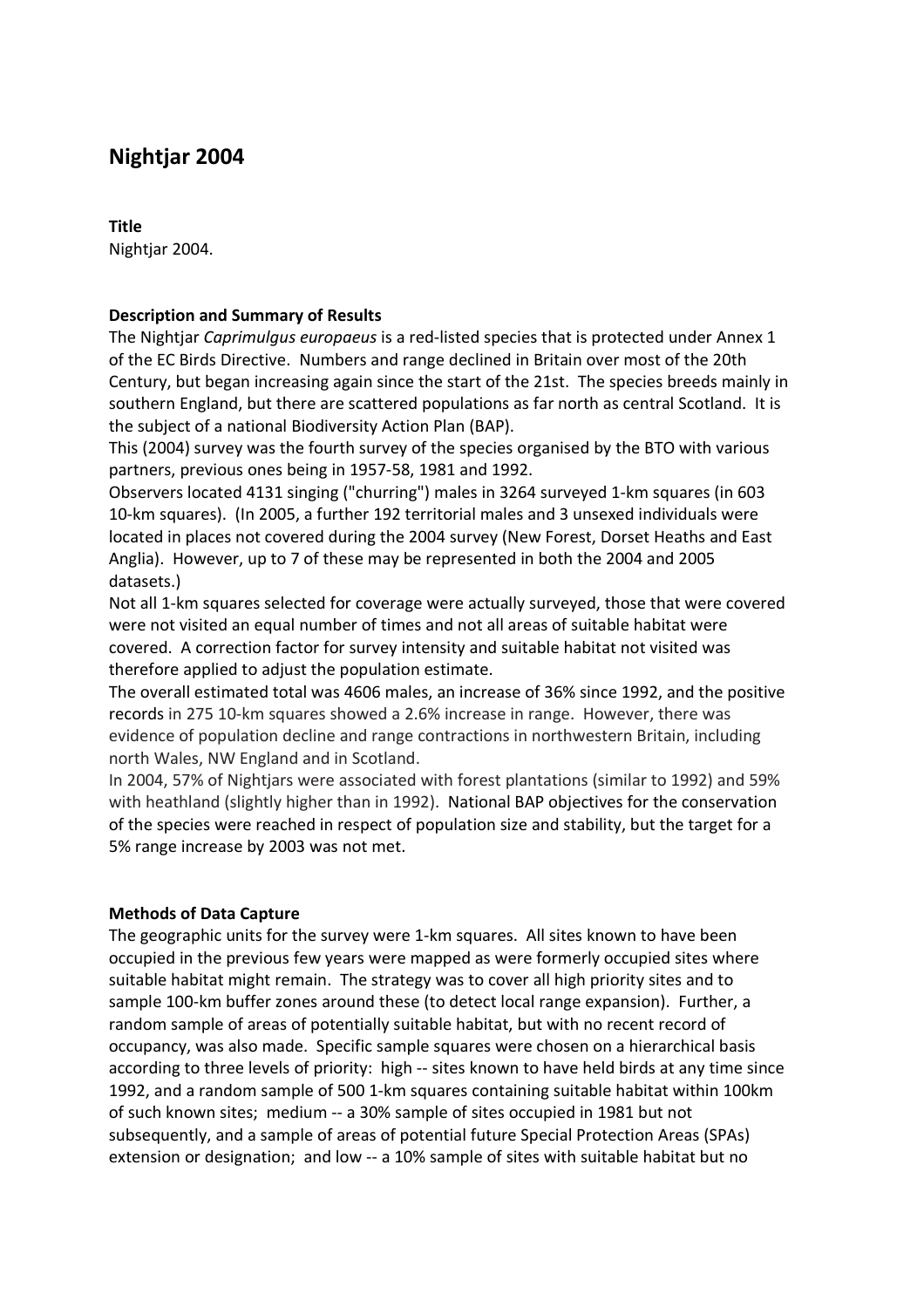# Nightjar 2004

**Title**

Nightjar 2004.

**Description and Summary of Results**

The Nightjar *Caprimulgus europaeus* is a red-listed species that is protected under Annex 1 of the EC Birds Directive. Numbers and range declined in Britain over most of the 20th Century, but began increasing again since the start of the 21st. The species breeds mainly in southern England, but there are scattered populations as far north as central Scotland. It is the subject of a national Biodiversity Action Plan (BAP).

This (2004) survey was the fourth survey of the species organised by the BTO with various partners, previous ones being in 1957-58, 1981 and 1992.

Observers located 4131 singing ("churring") males in 3264 surveyed 1-km squares (in 603 10-km squares). (In 2005, a further 192 territorial males and 3 unsexed individuals were located in places not covered during the 2004 survey (New Forest, Dorset Heaths and East Anglia). However, up to 7 of these may be represented in both the 2004 and 2005 datasets.)

Not all 1-km squares selected for coverage were actually surveyed, those that were covered were not visited an equal number of times and not all areas of suitable habitat were covered. A correction factor for survey intensity and suitable habitat not visited was therefore applied to adjust the population estimate.

The overall estimated total was 4606 males, an increase of 36% since 1992, and the positive records in 275 10-km squares showed a 2.6% increase in range. However, there was evidence of population decline and range contractions in northwestern Britain, including north Wales, NW England and in Scotland.

In 2004, 57% of Nightjars were associated with forest plantations (similar to 1992) and 59% with heathland (slightly higher than in 1992). National BAP objectives for the conservation of the species were reached in respect of population size and stability, but the target for a 5% range increase by 2003 was not met.

**Methods of Data Capture**

The geographic units for the survey were 1-km squares. All sites known to have been occupied in the previous few years were mapped as were formerly occupied sites where suitable habitat might remain. The strategy was to cover all high priority sites and to sample 100-km buffer zones around these (to detect local range expansion). Further, a random sample of areas of potentially suitable habitat, but with no recent record of occupancy, was also made. Specific sample squares were chosen on a hierarchical basis according to three levels of priority: high -- sites known to have held birds at any time since 1992, and a random sample of 500 1-km squares containing suitable habitat within 100km of such known sites; medium -- a 30% sample of sites occupied in 1981 but not subsequently, and a sample of areas of potential future Special Protection Areas (SPAs) extension or designation; and low -- a 10% sample of sites with suitable habitat but no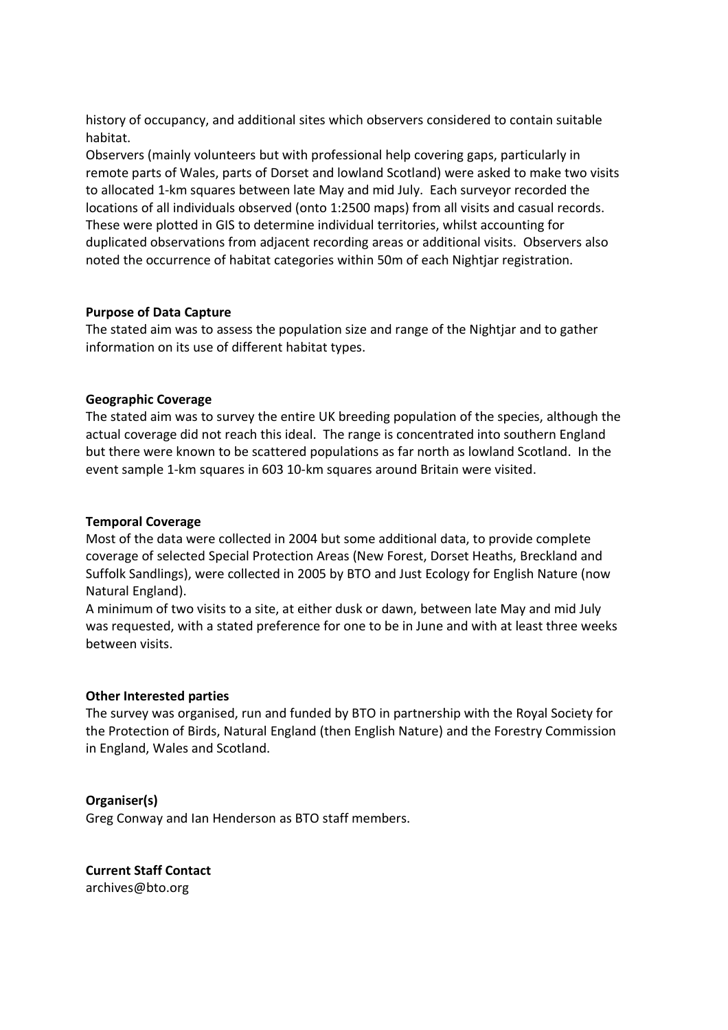history of occupancy, and additional sites which observers considered to contain suitable habitat.

Observers (mainly volunteers but with professional help covering gaps, particularly in remote parts of Wales, parts of Dorset and lowland Scotland) were asked to make two visits to allocated 1-km squares between late May and mid July. Each surveyor recorded the locations of all individuals observed (onto 1:2500 maps) from all visits and casual records. These were plotted in GIS to determine individual territories, whilst accounting for duplicated observations from adjacent recording areas or additional visits. Observers also noted the occurrence of habitat categories within 50m of each Nightjar registration.

**Purpose of Data Capture**

The stated aim was to assess the population size and range of the Nightjar and to gather information on its use of different habitat types.

**Geographic Coverage**

The stated aim was to survey the entire UK breeding population of the species, although the actual coverage did not reach this ideal. The range is concentrated into southern England but there were known to be scattered populations as far north as lowland Scotland. In the event sample 1-km squares in 603 10-km squares around Britain were visited.

**Temporal Coverage**

Most of the data were collected in 2004 but some additional data, to provide complete coverage of selected Special Protection Areas (New Forest, Dorset Heaths, Breckland and Suffolk Sandlings), were collected in 2005 by BTO and Just Ecology for English Nature (now Natural England).

A minimum of two visits to a site, at either dusk or dawn, between late May and mid July was requested, with a stated preference for one to be in June and with at least three weeks between visits.

**Other Interested parties**

The survey was organised, run and funded by BTO in partnership with the Royal Society for the Protection of Birds, Natural England (then English Nature) and the Forestry Commission in England, Wales and Scotland.

**Organiser(s)**

Greg Conway and Ian Henderson as BTO staff members.

**Current Staff Contact**

archives@bto.org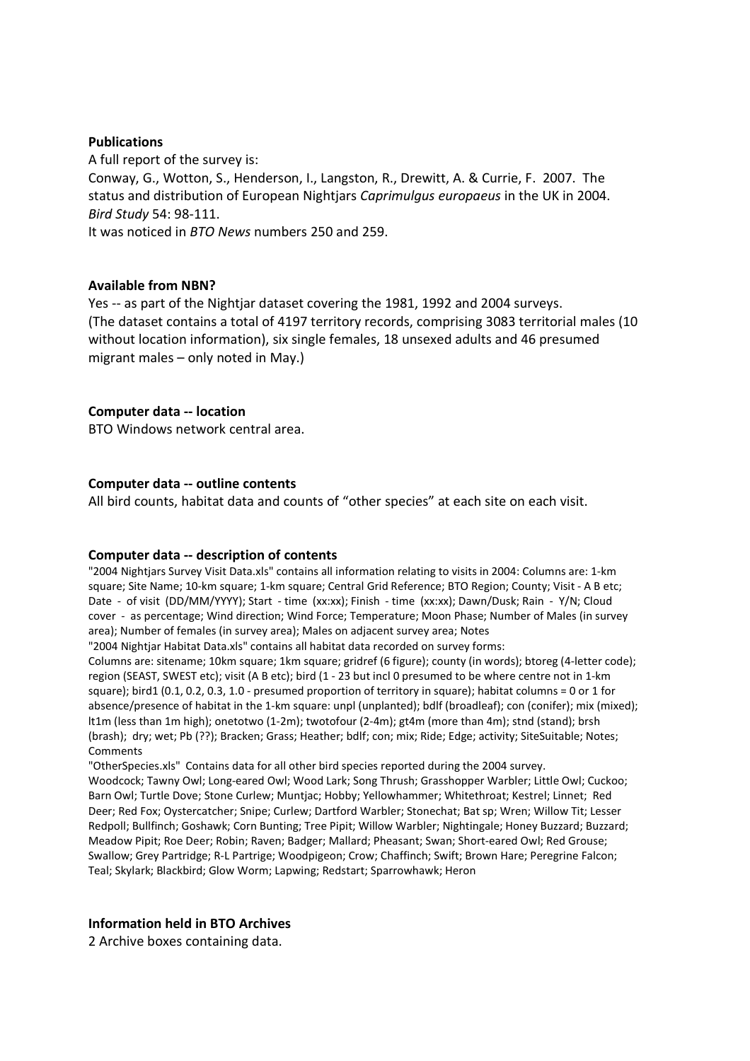**Publications**

A full report of the survey is:
Conway, G., Wotton, S., Henderson, I., Langston, R., Drewitt, A. & Currie, F. 2007. The status and distribution of European Nightjars *Caprimulgus europaeus* in the UK in 2004. *Bird Study* 54: 98-111.
It was noticed in *BTO News* numbers 250 and 259.

**Available from NBN?**

Yes -- as part of the Nightjar dataset covering the 1981, 1992 and 2004 surveys.
(The dataset contains a total of 4197 territory records, comprising 3083 territorial males (10 without location information), six single females, 18 unsexed adults and 46 presumed migrant males – only noted in May.)

**Computer data -- location**

BTO Windows network central area.

**Computer data -- outline contents**

All bird counts, habitat data and counts of "other species" at each site on each visit.

**Computer data -- description of contents**

"2004 Nightjars Survey Visit Data.xls" contains all information relating to visits in 2004: Columns are: 1-km square; Site Name; 10-km square; 1-km square; Central Grid Reference; BTO Region; County; Visit - A B etc; Date - of visit (DD/MM/YYYY); Start - time (xx:xx); Finish - time (xx:xx); Dawn/Dusk; Rain - Y/N; Cloud cover - as percentage; Wind direction; Wind Force; Temperature; Moon Phase; Number of Males (in survey area); Number of females (in survey area); Males on adjacent survey area; Notes

"2004 Nightjar Habitat Data.xls" contains all habitat data recorded on survey forms:
Columns are: sitename; 10km square; 1km square; gridref (6 figure); county (in words); btoreg (4-letter code); region (SEAST, SWEST etc); visit (A B etc); bird (1 - 23 but incl 0 presumed to be where centre not in 1-km square); bird1 (0.1, 0.2, 0.3, 1.0 - presumed proportion of territory in square); habitat columns = 0 or 1 for absence/presence of habitat in the 1-km square: unpl (unplanted); bdlf (broadleaf); con (conifer); mix (mixed); lt1m (less than 1m high); onetotwo (1-2m); twotofour (2-4m); gt4m (more than 4m); stnd (stand); brsh (brash); dry; wet; Pb (??); Bracken; Grass; Heather; bdlf; con; mix; Ride; Edge; activity; SiteSuitable; Notes; Comments

"OtherSpecies.xls" Contains data for all other bird species reported during the 2004 survey.
Woodcock; Tawny Owl; Long-eared Owl; Wood Lark; Song Thrush; Grasshopper Warbler; Little Owl; Cuckoo; Barn Owl; Turtle Dove; Stone Curlew; Muntjac; Hobby; Yellowhammer; Whitethroat; Kestrel; Linnet; Red Deer; Red Fox; Oystercatcher; Snipe; Curlew; Dartford Warbler; Stonechat; Bat sp; Wren; Willow Tit; Lesser Redpoll; Bullfinch; Goshawk; Corn Bunting; Tree Pipit; Willow Warbler; Nightingale; Honey Buzzard; Buzzard; Meadow Pipit; Roe Deer; Robin; Raven; Badger; Mallard; Pheasant; Swan; Short-eared Owl; Red Grouse; Swallow; Grey Partridge; R-L Partrige; Woodpigeon; Crow; Chaffinch; Swift; Brown Hare; Peregrine Falcon; Teal; Skylark; Blackbird; Glow Worm; Lapwing; Redstart; Sparrowhawk; Heron

**Information held in BTO Archives**

2 Archive boxes containing data.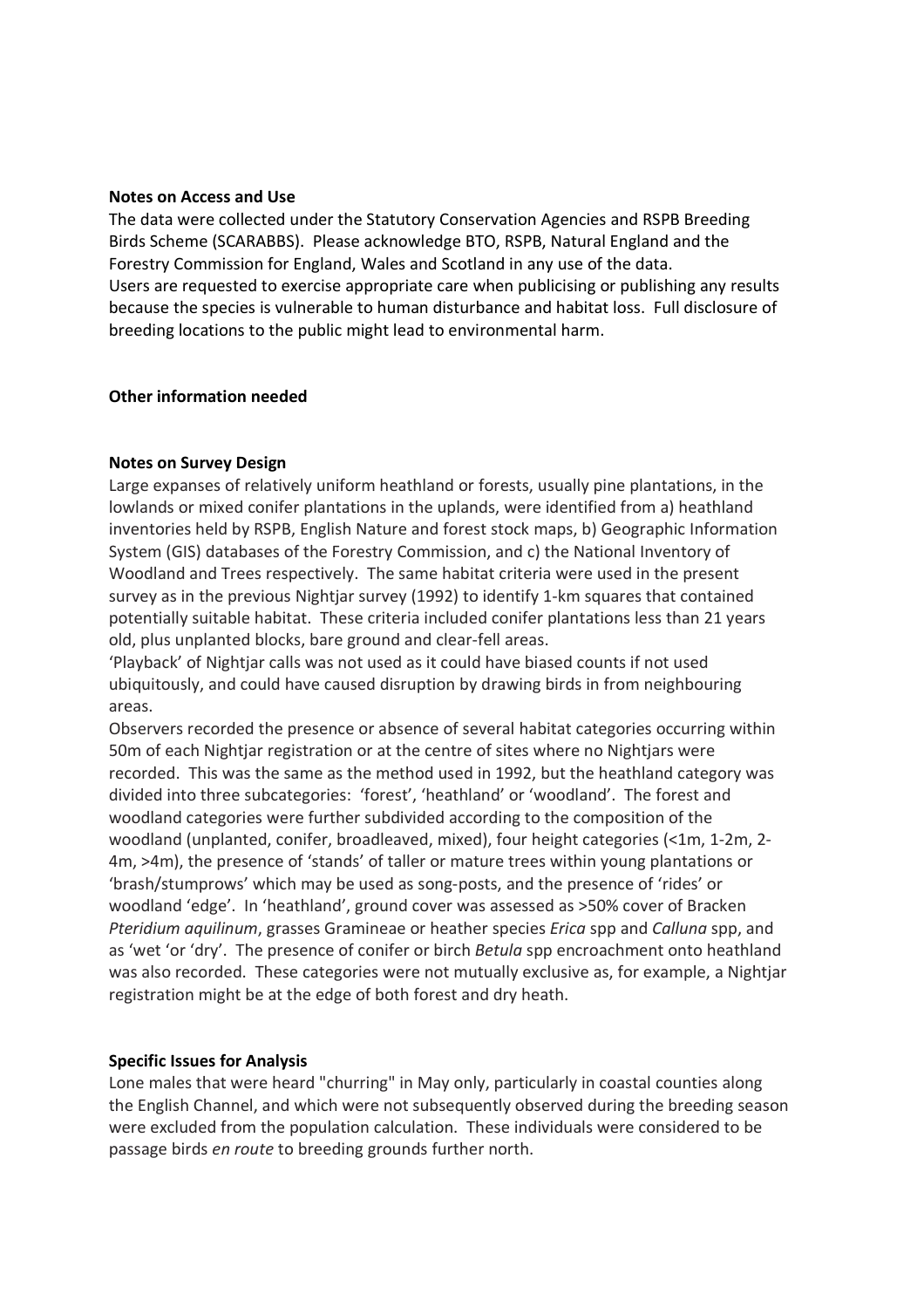**Notes on Access and Use**

The data were collected under the Statutory Conservation Agencies and RSPB Breeding Birds Scheme (SCARABBS). Please acknowledge BTO, RSPB, Natural England and the Forestry Commission for England, Wales and Scotland in any use of the data.
Users are requested to exercise appropriate care when publicising or publishing any results because the species is vulnerable to human disturbance and habitat loss. Full disclosure of breeding locations to the public might lead to environmental harm.

**Other information needed**

**Notes on Survey Design**

Large expanses of relatively uniform heathland or forests, usually pine plantations, in the lowlands or mixed conifer plantations in the uplands, were identified from a) heathland inventories held by RSPB, English Nature and forest stock maps, b) Geographic Information System (GIS) databases of the Forestry Commission, and c) the National Inventory of Woodland and Trees respectively. The same habitat criteria were used in the present survey as in the previous Nightjar survey (1992) to identify 1-km squares that contained potentially suitable habitat. These criteria included conifer plantations less than 21 years old, plus unplanted blocks, bare ground and clear-fell areas.
'Playback' of Nightjar calls was not used as it could have biased counts if not used ubiquitously, and could have caused disruption by drawing birds in from neighbouring areas.
Observers recorded the presence or absence of several habitat categories occurring within 50m of each Nightjar registration or at the centre of sites where no Nightjars were recorded. This was the same as the method used in 1992, but the heathland category was divided into three subcategories: 'forest', 'heathland' or 'woodland'. The forest and woodland categories were further subdivided according to the composition of the woodland (unplanted, conifer, broadleaved, mixed), four height categories (<1m, 1-2m, 2-4m, >4m), the presence of 'stands' of taller or mature trees within young plantations or 'brash/stumprows' which may be used as song-posts, and the presence of 'rides' or woodland 'edge'. In 'heathland', ground cover was assessed as >50% cover of Bracken *Pteridium aquilinum*, grasses Gramineae or heather species *Erica* spp and *Calluna* spp, and as 'wet 'or 'dry'. The presence of conifer or birch *Betula* spp encroachment onto heathland was also recorded. These categories were not mutually exclusive as, for example, a Nightjar registration might be at the edge of both forest and dry heath.

**Specific Issues for Analysis**

Lone males that were heard "churring" in May only, particularly in coastal counties along the English Channel, and which were not subsequently observed during the breeding season were excluded from the population calculation. These individuals were considered to be passage birds *en route* to breeding grounds further north.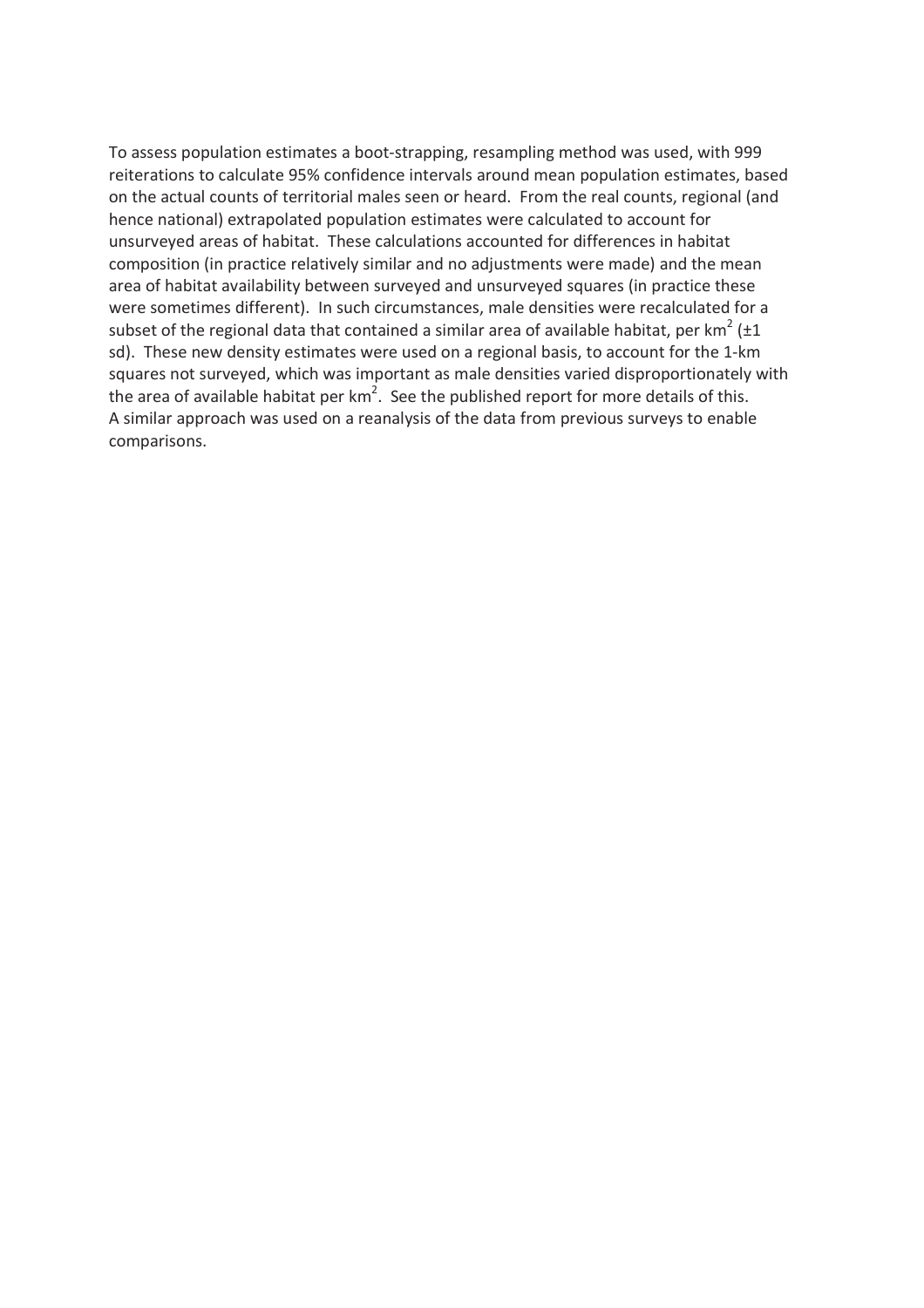To assess population estimates a boot-strapping, resampling method was used, with 999 reiterations to calculate 95% confidence intervals around mean population estimates, based on the actual counts of territorial males seen or heard. From the real counts, regional (and hence national) extrapolated population estimates were calculated to account for unsurveyed areas of habitat. These calculations accounted for differences in habitat composition (in practice relatively similar and no adjustments were made) and the mean area of habitat availability between surveyed and unsurveyed squares (in practice these were sometimes different). In such circumstances, male densities were recalculated for a subset of the regional data that contained a similar area of available habitat, per $km^2$ (±1 sd). These new density estimates were used on a regional basis, to account for the 1-km squares not surveyed, which was important as male densities varied disproportionately with the area of available habitat per $km^2$. See the published report for more details of this. A similar approach was used on a reanalysis of the data from previous surveys to enable comparisons.